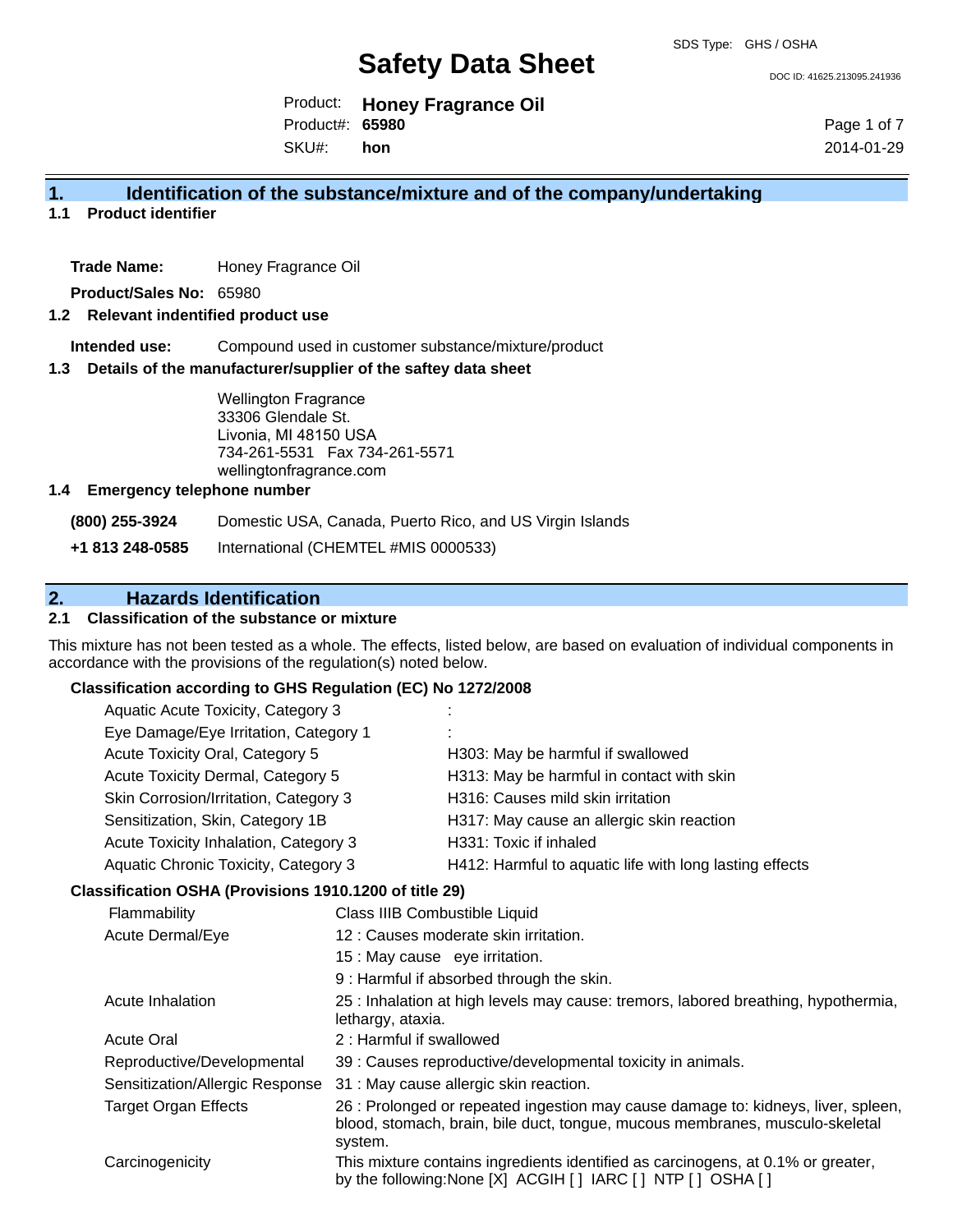SDS Type: GHS / OSHA

# Safety Data Sheet

DOC ID: 41625.213095.241936

Product: **Honey Fragrance Oil**
Product#: **65980**
SKU#: **hon**

2014-01-29

## 1. Identification of the substance/mixture and of the company/undertaking

### 1.1 Product identifier

**Trade Name:** Honey Fragrance Oil

**Product/Sales No:** 65980

### 1.2 Relevant identified product use

**Intended use:** Compound used in customer substance/mixture/product

### 1.3 Details of the manufacturer/supplier of the saftey data sheet

Wellington Fragrance
33306 Glendale St.
Livonia, MI 48150 USA
734-261-5531 Fax 734-261-5571
wellingtonfragrance.com

### 1.4 Emergency telephone number

| | |
|---|---|
| **(800) 255-3924** | Domestic USA, Canada, Puerto Rico, and US Virgin Islands |
| **+1 813 248-0585** | International (CHEMTEL #MIS 0000533) |

## 2. Hazards Identification

### 2.1 Classification of the substance or mixture

This mixture has not been tested as a whole. The effects, listed below, are based on evaluation of individual components in accordance with the provisions of the regulation(s) noted below.

**Classification according to GHS Regulation (EC) No 1272/2008**

| | |
|---|---|
| Aquatic Acute Toxicity, Category 3 | : |
| Eye Damage/Eye Irritation, Category 1 | : |
| Acute Toxicity Oral, Category 5 | H303: May be harmful if swallowed |
| Acute Toxicity Dermal, Category 5 | H313: May be harmful in contact with skin |
| Skin Corrosion/Irritation, Category 3 | H316: Causes mild skin irritation |
| Sensitization, Skin, Category 1B | H317: May cause an allergic skin reaction |
| Acute Toxicity Inhalation, Category 3 | H331: Toxic if inhaled |
| Aquatic Chronic Toxicity, Category 3 | H412: Harmful to aquatic life with long lasting effects |

**Classification OSHA (Provisions 1910.1200 of title 29)**

| | |
|---|---|
| Flammability | Class IIIB Combustible Liquid |
| Acute Dermal/Eye | 12 : Causes moderate skin irritation. |
| | 15 : May cause eye irritation. |
| | 9 : Harmful if absorbed through the skin. |
| Acute Inhalation | 25 : Inhalation at high levels may cause: tremors, labored breathing, hypothermia, lethargy, ataxia. |
| Acute Oral | 2 : Harmful if swallowed |
| Reproductive/Developmental | 39 : Causes reproductive/developmental toxicity in animals. |
| Sensitization/Allergic Response | 31 : May cause allergic skin reaction. |
| Target Organ Effects | 26 : Prolonged or repeated ingestion may cause damage to: kidneys, liver, spleen, blood, stomach, brain, bile duct, tongue, mucous membranes, musculo-skeletal system. |
| Carcinogenicity | This mixture contains ingredients identified as carcinogens, at 0.1% or greater, by the following:None [X] ACGIH [ ] IARC [ ] NTP [ ] OSHA [ ] |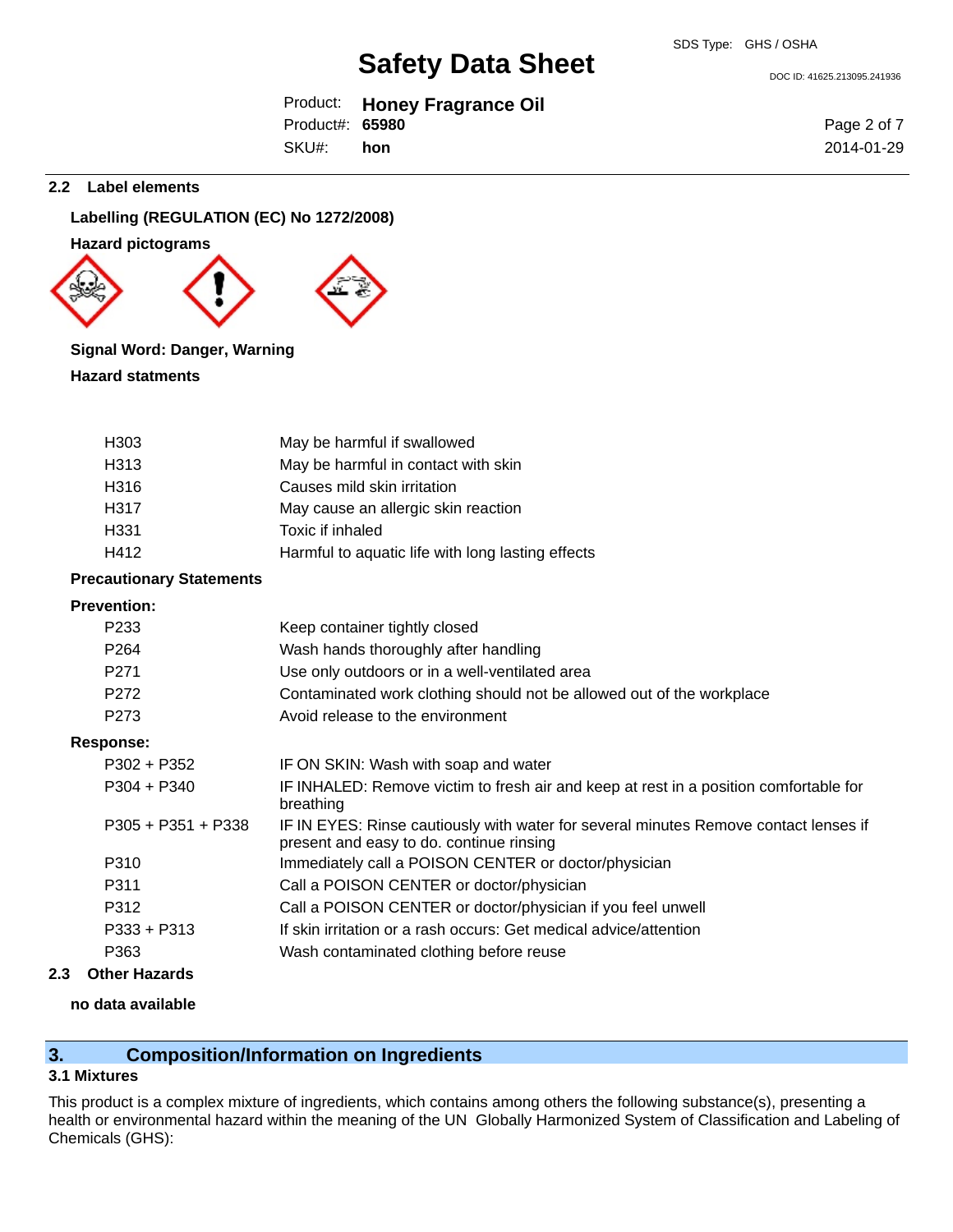## 2.2 Label elements

**Labelling (REGULATION (EC) No 1272/2008)**

**Hazard pictograms**

**Signal Word: Danger, Warning**

**Hazard statments**

| | |
|---|---|
| H303 | May be harmful if swallowed |
| H313 | May be harmful in contact with skin |
| H316 | Causes mild skin irritation |
| H317 | May cause an allergic skin reaction |
| H331 | Toxic if inhaled |
| H412 | Harmful to aquatic life with long lasting effects |

**Precautionary Statements**

**Prevention:**

| | |
|---|---|
| P233 | Keep container tightly closed |
| P264 | Wash hands thoroughly after handling |
| P271 | Use only outdoors or in a well-ventilated area |
| P272 | Contaminated work clothing should not be allowed out of the workplace |
| P273 | Avoid release to the environment |

**Response:**

| | |
|---|---|
| P302 + P352 | IF ON SKIN: Wash with soap and water |
| P304 + P340 | IF INHALED: Remove victim to fresh air and keep at rest in a position comfortable for breathing |
| P305 + P351 + P338 | IF IN EYES: Rinse cautiously with water for several minutes Remove contact lenses if present and easy to do. continue rinsing |
| P310 | Immediately call a POISON CENTER or doctor/physician |
| P311 | Call a POISON CENTER or doctor/physician |
| P312 | Call a POISON CENTER or doctor/physician if you feel unwell |
| P333 + P313 | If skin irritation or a rash occurs: Get medical advice/attention |
| P363 | Wash contaminated clothing before reuse |

## 2.3 Other Hazards

**no data available**

# 3. Composition/Information on Ingredients

### 3.1 Mixtures

This product is a complex mixture of ingredients, which contains among others the following substance(s), presenting a health or environmental hazard within the meaning of the UN Globally Harmonized System of Classification and Labeling of Chemicals (GHS):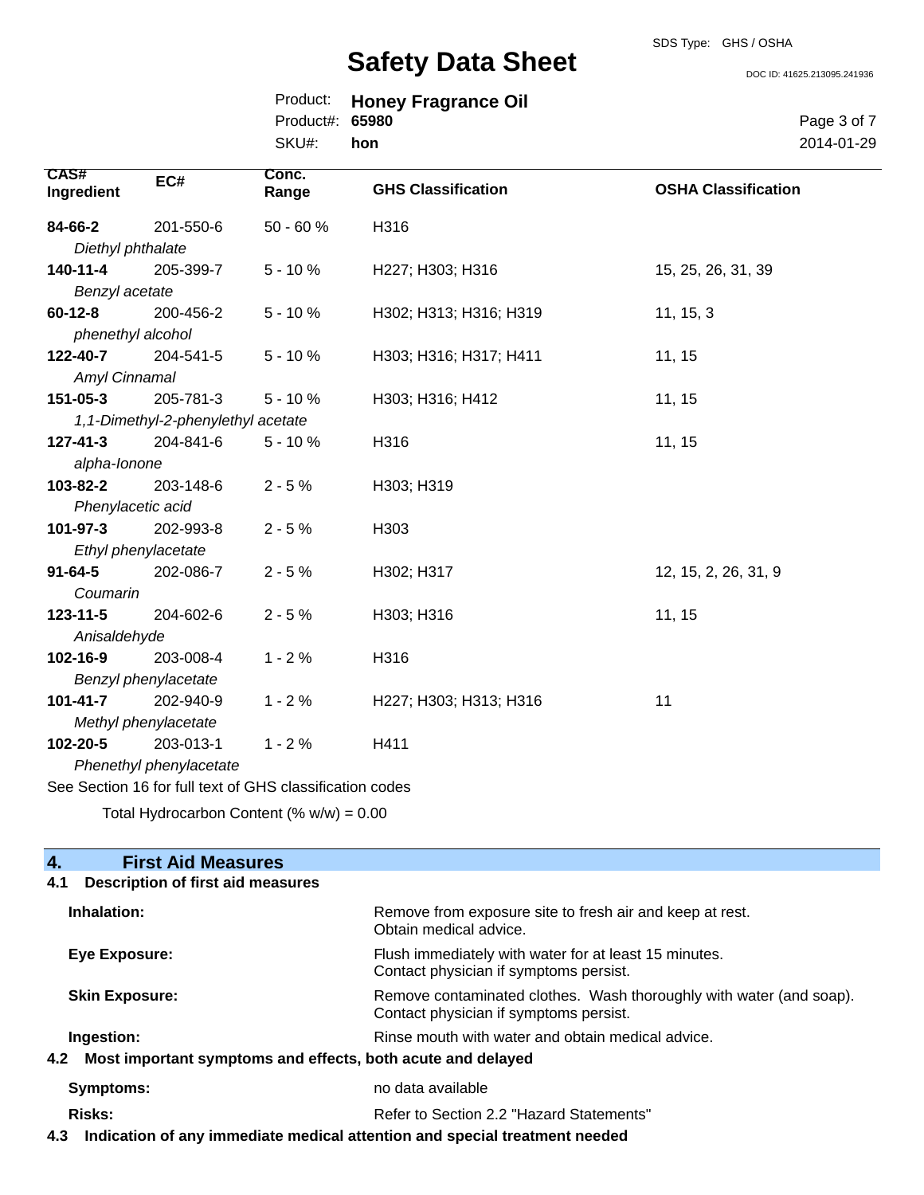| CAS# Ingredient | EC# | Conc. Range | GHS Classification | OSHA Classification |
|---|---|---|---|---|
| **84-66-2** *Diethyl phthalate* | 201-550-6 | 50 - 60 % | H316 | |
| **140-11-4** *Benzyl acetate* | 205-399-7 | 5 - 10 % | H227; H303; H316 | 15, 25, 26, 31, 39 |
| **60-12-8** *phenethyl alcohol* | 200-456-2 | 5 - 10 % | H302; H313; H316; H319 | 11, 15, 3 |
| **122-40-7** *Amyl Cinnamal* | 204-541-5 | 5 - 10 % | H303; H316; H317; H411 | 11, 15 |
| **151-05-3** *1,1-Dimethyl-2-phenylethyl acetate* | 205-781-3 | 5 - 10 % | H303; H316; H412 | 11, 15 |
| **127-41-3** *alpha-Ionone* | 204-841-6 | 5 - 10 % | H316 | 11, 15 |
| **103-82-2** *Phenylacetic acid* | 203-148-6 | 2 - 5 % | H303; H319 | |
| **101-97-3** *Ethyl phenylacetate* | 202-993-8 | 2 - 5 % | H303 | |
| **91-64-5** *Coumarin* | 202-086-7 | 2 - 5 % | H302; H317 | 12, 15, 2, 26, 31, 9 |
| **123-11-5** *Anisaldehyde* | 204-602-6 | 2 - 5 % | H303; H316 | 11, 15 |
| **102-16-9** *Benzyl phenylacetate* | 203-008-4 | 1 - 2 % | H316 | |
| **101-41-7** *Methyl phenylacetate* | 202-940-9 | 1 - 2 % | H227; H303; H313; H316 | 11 |
| **102-20-5** *Phenethyl phenylacetate* | 203-013-1 | 1 - 2 % | H411 | |

See Section 16 for full text of GHS classification codes

Total Hydrocarbon Content (% w/w) = 0.00

## 4. First Aid Measures

### 4.1 Description of first aid measures

**Inhalation:** Remove from exposure site to fresh air and keep at rest. Obtain medical advice.

**Eye Exposure:** Flush immediately with water for at least 15 minutes. Contact physician if symptoms persist.

**Skin Exposure:** Remove contaminated clothes. Wash thoroughly with water (and soap). Contact physician if symptoms persist.

**Ingestion:** Rinse mouth with water and obtain medical advice.

### 4.2 Most important symptoms and effects, both acute and delayed

**Symptoms:** no data available

**Risks:** Refer to Section 2.2 "Hazard Statements"

### 4.3 Indication of any immediate medical attention and special treatment needed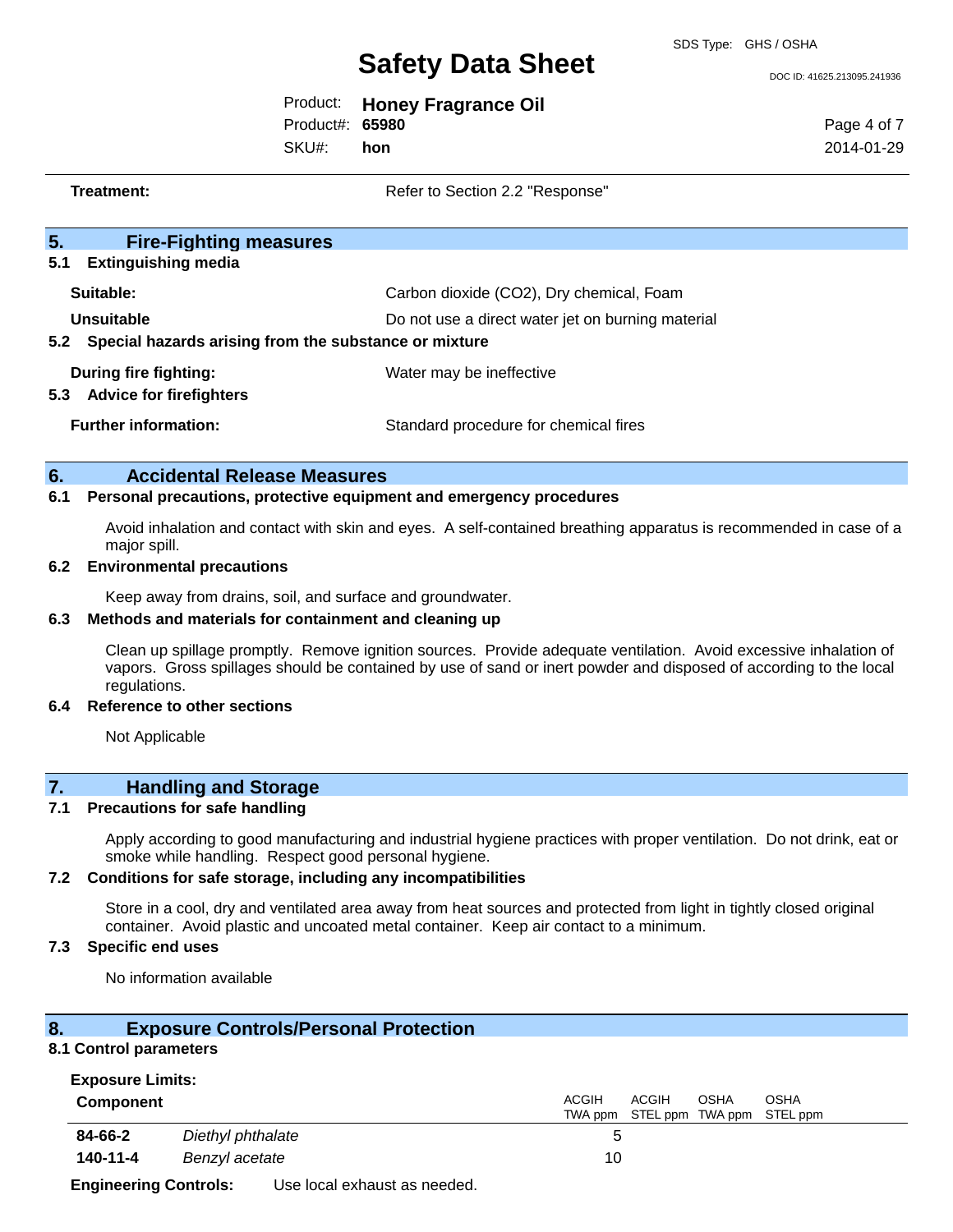**Treatment:** Refer to Section 2.2 "Response"

## 5. Fire-Fighting measures

### 5.1 Extinguishing media

**Suitable:** Carbon dioxide ($CO_2$), Dry chemical, Foam

**Unsuitable** Do not use a direct water jet on burning material

### 5.2 Special hazards arising from the substance or mixture

**During fire fighting:** Water may be ineffective

### 5.3 Advice for firefighters

**Further information:** Standard procedure for chemical fires

## 6. Accidental Release Measures

### 6.1 Personal precautions, protective equipment and emergency procedures

Avoid inhalation and contact with skin and eyes. A self-contained breathing apparatus is recommended in case of a major spill.

### 6.2 Environmental precautions

Keep away from drains, soil, and surface and groundwater.

### 6.3 Methods and materials for containment and cleaning up

Clean up spillage promptly. Remove ignition sources. Provide adequate ventilation. Avoid excessive inhalation of vapors. Gross spillages should be contained by use of sand or inert powder and disposed of according to the local regulations.

### 6.4 Reference to other sections

Not Applicable

## 7. Handling and Storage

### 7.1 Precautions for safe handling

Apply according to good manufacturing and industrial hygiene practices with proper ventilation. Do not drink, eat or smoke while handling. Respect good personal hygiene.

### 7.2 Conditions for safe storage, including any incompatibilities

Store in a cool, dry and ventilated area away from heat sources and protected from light in tightly closed original container. Avoid plastic and uncoated metal container. Keep air contact to a minimum.

### 7.3 Specific end uses

No information available

## 8. Exposure Controls/Personal Protection

### 8.1 Control parameters

**Exposure Limits:**

| Component | | ACGIH TWA ppm | ACGIH STEL ppm | OSHA TWA ppm | OSHA STEL ppm |
|---|---|---|---|---|---|
| **84-66-2** | *Diethyl phthalate* | 5 | | | |
| **140-11-4** | *Benzyl acetate* | 10 | | | |

**Engineering Controls:** Use local exhaust as needed.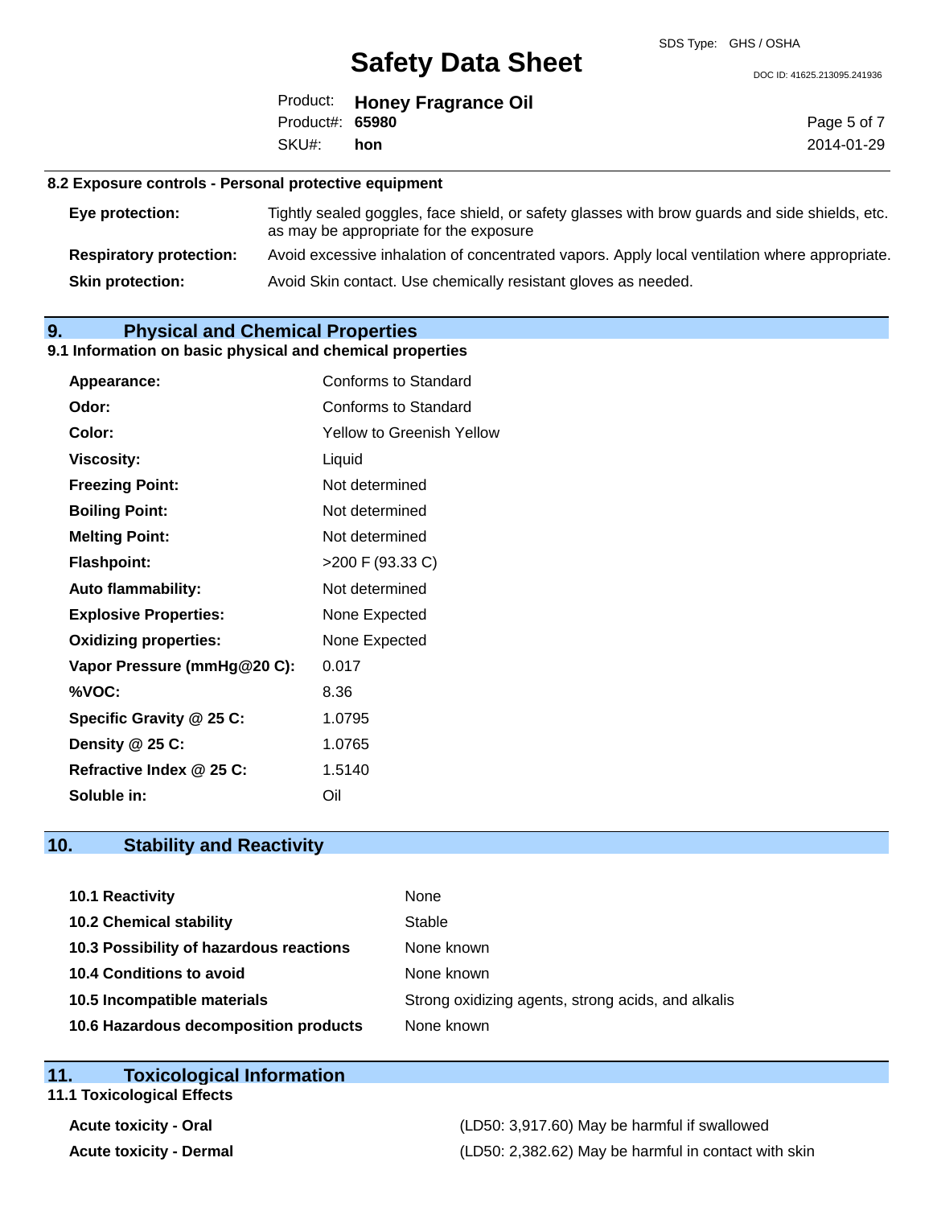### 8.2 Exposure controls - Personal protective equipment

| | |
|---|---|
| **Eye protection:** | Tightly sealed goggles, face shield, or safety glasses with brow guards and side shields, etc. as may be appropriate for the exposure |
| **Respiratory protection:** | Avoid excessive inhalation of concentrated vapors. Apply local ventilation where appropriate. |
| **Skin protection:** | Avoid Skin contact. Use chemically resistant gloves as needed. |

## 9. Physical and Chemical Properties

### 9.1 Information on basic physical and chemical properties

| | |
|---|---|
| **Appearance:** | Conforms to Standard |
| **Odor:** | Conforms to Standard |
| **Color:** | Yellow to Greenish Yellow |
| **Viscosity:** | Liquid |
| **Freezing Point:** | Not determined |
| **Boiling Point:** | Not determined |
| **Melting Point:** | Not determined |
| **Flashpoint:** | >200 F (93.33 C) |
| **Auto flammability:** | Not determined |
| **Explosive Properties:** | None Expected |
| **Oxidizing properties:** | None Expected |
| **Vapor Pressure (mmHg@20 C):** | 0.017 |
| **%VOC:** | 8.36 |
| **Specific Gravity @ 25 C:** | 1.0795 |
| **Density @ 25 C:** | 1.0765 |
| **Refractive Index @ 25 C:** | 1.5140 |
| **Soluble in:** | Oil |

## 10. Stability and Reactivity

| | |
|---|---|
| **10.1 Reactivity** | None |
| **10.2 Chemical stability** | Stable |
| **10.3 Possibility of hazardous reactions** | None known |
| **10.4 Conditions to avoid** | None known |
| **10.5 Incompatible materials** | Strong oxidizing agents, strong acids, and alkalis |
| **10.6 Hazardous decomposition products** | None known |

## 11. Toxicological Information

### 11.1 Toxicological Effects

| | |
|---|---|
| **Acute toxicity - Oral** | (LD50: 3,917.60) May be harmful if swallowed |
| **Acute toxicity - Dermal** | (LD50: 2,382.62) May be harmful in contact with skin |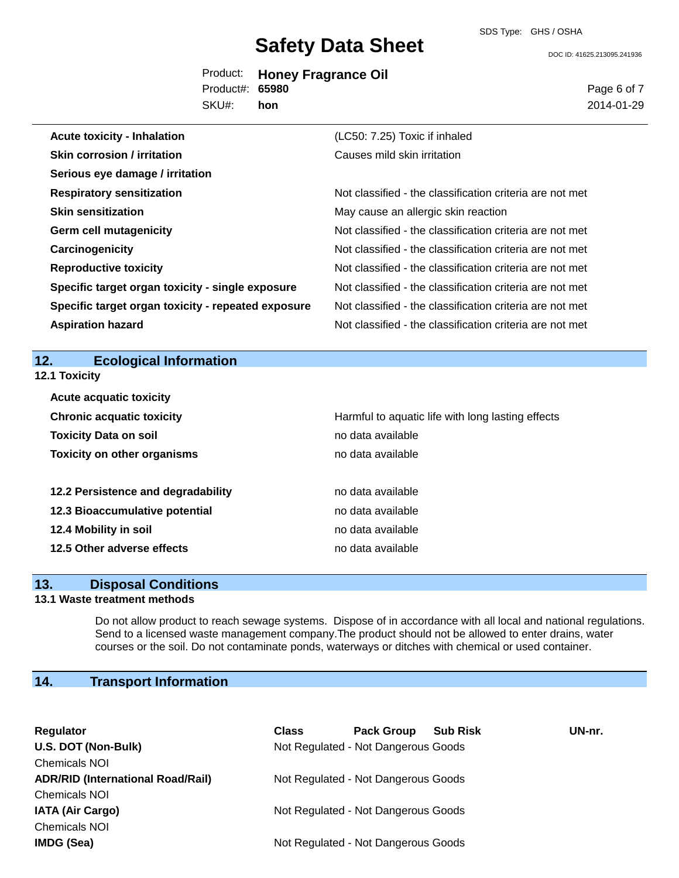| | |
|---|---|
| **Acute toxicity - Inhalation** | (LC50: 7.25) Toxic if inhaled |
| **Skin corrosion / irritation** | Causes mild skin irritation |
| **Serious eye damage / irritation** | |
| **Respiratory sensitization** | Not classified - the classification criteria are not met |
| **Skin sensitization** | May cause an allergic skin reaction |
| **Germ cell mutagenicity** | Not classified - the classification criteria are not met |
| **Carcinogenicity** | Not classified - the classification criteria are not met |
| **Reproductive toxicity** | Not classified - the classification criteria are not met |
| **Specific target organ toxicity - single exposure** | Not classified - the classification criteria are not met |
| **Specific target organ toxicity - repeated exposure** | Not classified - the classification criteria are not met |
| **Aspiration hazard** | Not classified - the classification criteria are not met |

## 12. Ecological Information

**12.1 Toxicity**

| | |
|---|---|
| **Acute acquatic toxicity** | |
| **Chronic acquatic toxicity** | Harmful to aquatic life with long lasting effects |
| **Toxicity Data on soil** | no data available |
| **Toxicity on other organisms** | no data available |

| | |
|---|---|
| **12.2 Persistence and degradability** | no data available |
| **12.3 Bioaccumulative potential** | no data available |
| **12.4 Mobility in soil** | no data available |
| **12.5 Other adverse effects** | no data available |

## 13. Disposal Conditions

**13.1 Waste treatment methods**

Do not allow product to reach sewage systems. Dispose of in accordance with all local and national regulations. Send to a licensed waste management company.The product should not be allowed to enter drains, water courses or the soil. Do not contaminate ponds, waterways or ditches with chemical or used container.

## 14. Transport Information

| Regulator | Class | Pack Group | Sub Risk | UN-nr. |
|---|---|---|---|---|
| **U.S. DOT (Non-Bulk)** | Not Regulated - Not Dangerous Goods | | | |
| Chemicals NOI | | | | |
| **ADR/RID (International Road/Rail)** | Not Regulated - Not Dangerous Goods | | | |
| Chemicals NOI | | | | |
| **IATA (Air Cargo)** | Not Regulated - Not Dangerous Goods | | | |
| Chemicals NOI | | | | |
| **IMDG (Sea)** | Not Regulated - Not Dangerous Goods | | | |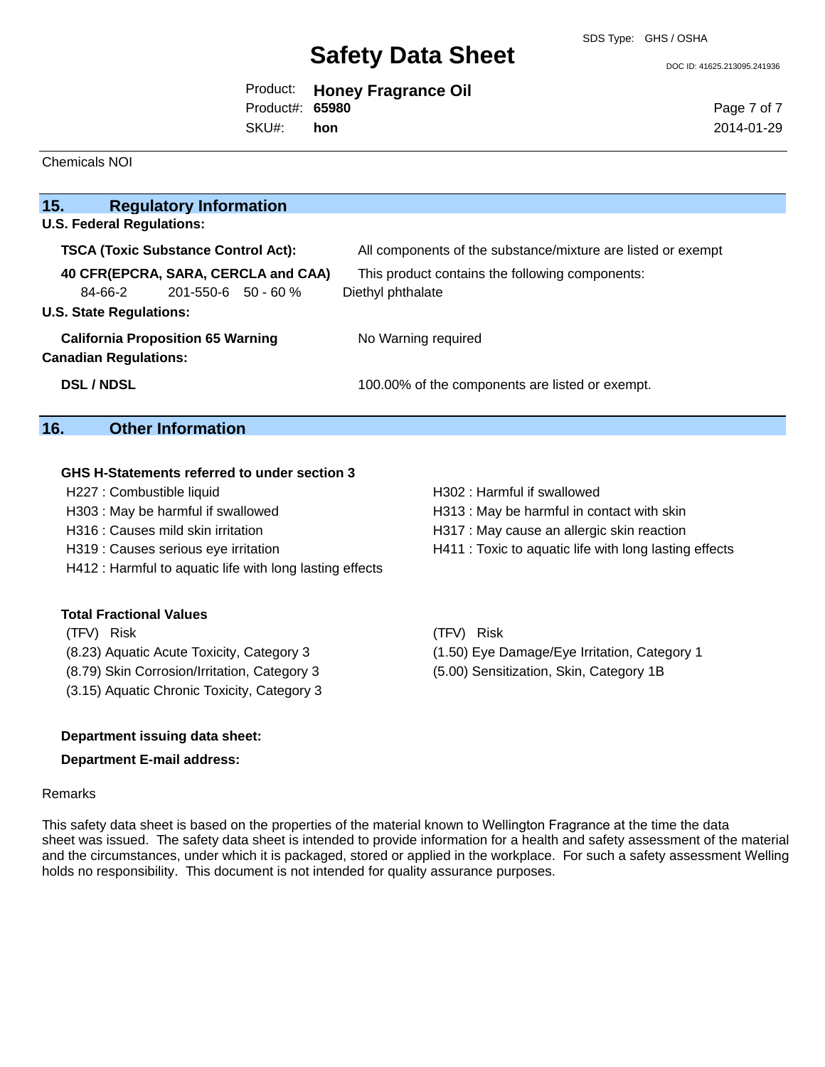Chemicals NOI

## 15. Regulatory Information

**U.S. Federal Regulations:**

**TSCA (Toxic Substance Control Act):** All components of the substance/mixture are listed or exempt

**40 CFR(EPCRA, SARA, CERCLA and CAA)** This product contains the following components:

| | | | |
|---|---|---|---|
| 84-66-2 | 201-550-6 | 50 - 60 % | Diethyl phthalate |

**U.S. State Regulations:**

**California Proposition 65 Warning** No Warning required

**Canadian Regulations:**

**DSL / NDSL** 100.00% of the components are listed or exempt.

## 16. Other Information

**GHS H-Statements referred to under section 3**

- H227 : Combustible liquid
- H302 : Harmful if swallowed
- H303 : May be harmful if swallowed
- H313 : May be harmful in contact with skin
- H316 : Causes mild skin irritation
- H317 : May cause an allergic skin reaction
- H319 : Causes serious eye irritation
- H411 : Toxic to aquatic life with long lasting effects
- H412 : Harmful to aquatic life with long lasting effects

**Total Fractional Values**

| (TFV) | Risk | (TFV) | Risk |
|---|---|---|---|
| (8.23) | Aquatic Acute Toxicity, Category 3 | (1.50) | Eye Damage/Eye Irritation, Category 1 |
| (8.79) | Skin Corrosion/Irritation, Category 3 | (5.00) | Sensitization, Skin, Category 1B |
| (3.15) | Aquatic Chronic Toxicity, Category 3 | | |

**Department issuing data sheet:**

**Department E-mail address:**

Remarks

This safety data sheet is based on the properties of the material known to Wellington Fragrance at the time the data sheet was issued. The safety data sheet is intended to provide information for a health and safety assessment of the material and the circumstances, under which it is packaged, stored or applied in the workplace. For such a safety assessment Welling holds no responsibility. This document is not intended for quality assurance purposes.